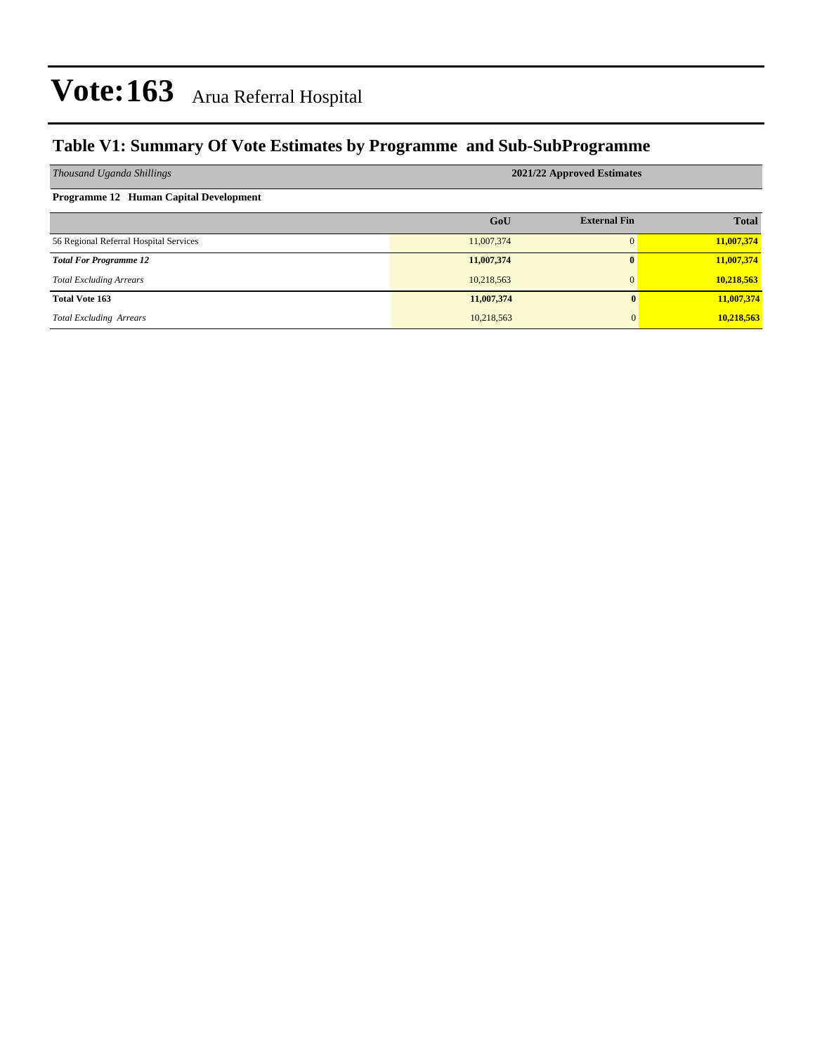# Vote:163 Arua Referral Hospital

## Table V1: Summary Of Vote Estimates by Programme and Sub-SubProgramme

| *Thousand Uganda Shillings* | **2021/22 Approved Estimates** | | |
|---|---|---|---|
| **Programme 12 Human Capital Development** | | | |
| | **GoU** | **External Fin** | **Total** |
| 56 Regional Referral Hospital Services | 11,007,374 | 0 | **11,007,374** |
| ***Total For Programme 12*** | **11,007,374** | **0** | **11,007,374** |
| *Total Excluding Arrears* | 10,218,563 | 0 | **10,218,563** |
| **Total Vote 163** | **11,007,374** | **0** | **11,007,374** |
| *Total Excluding Arrears* | 10,218,563 | 0 | **10,218,563** |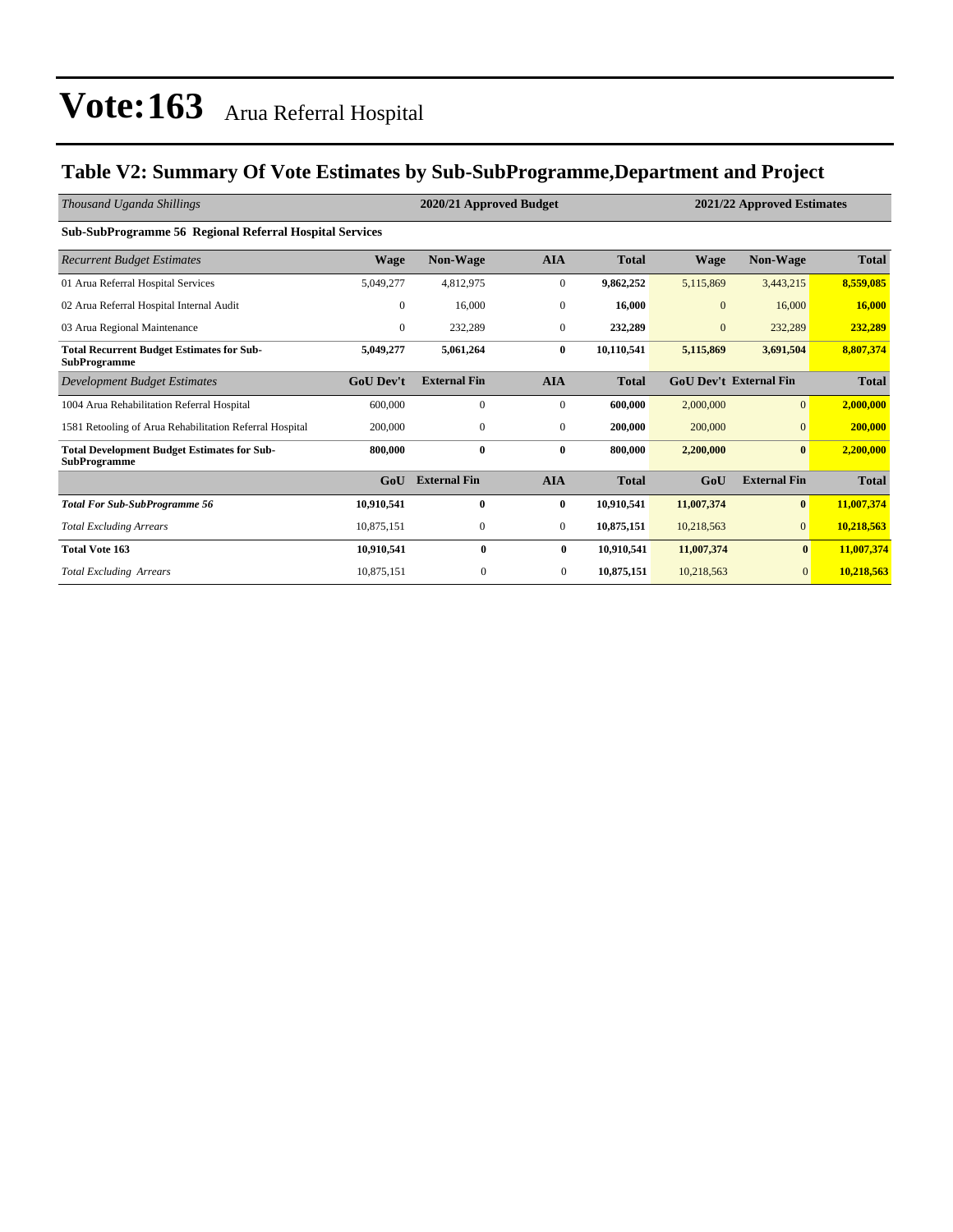# Vote:163 Arua Referral Hospital

## Table V2: Summary Of Vote Estimates by Sub-SubProgramme,Department and Project

| *Thousand Uganda Shillings* | 2020/21 Approved Budget | | | | 2021/22 Approved Estimates | | |
|---|---|---|---|---|---|---|---|
| **Sub-SubProgramme 56 Regional Referral Hospital Services** | | | | | | | |
| *Recurrent Budget Estimates* | **Wage** | **Non-Wage** | **AIA** | **Total** | **Wage** | **Non-Wage** | **Total** |
| 01 Arua Referral Hospital Services | 5,049,277 | 4,812,975 | 0 | **9,862,252** | 5,115,869 | 3,443,215 | **8,559,085** |
| 02 Arua Referral Hospital Internal Audit | 0 | 16,000 | 0 | **16,000** | 0 | 16,000 | **16,000** |
| 03 Arua Regional Maintenance | 0 | 232,289 | 0 | **232,289** | 0 | 232,289 | **232,289** |
| **Total Recurrent Budget Estimates for Sub-SubProgramme** | **5,049,277** | **5,061,264** | **0** | **10,110,541** | **5,115,869** | **3,691,504** | **8,807,374** |
| *Development Budget Estimates* | **GoU Dev't** | **External Fin** | **AIA** | **Total** | **GoU Dev't** | **External Fin** | **Total** |
| 1004 Arua Rehabilitation Referral Hospital | 600,000 | 0 | 0 | **600,000** | 2,000,000 | 0 | **2,000,000** |
| 1581 Retooling of Arua Rehabilitation Referral Hospital | 200,000 | 0 | 0 | **200,000** | 200,000 | 0 | **200,000** |
| **Total Development Budget Estimates for Sub-SubProgramme** | **800,000** | **0** | **0** | **800,000** | **2,200,000** | **0** | **2,200,000** |
| | **GoU** | **External Fin** | **AIA** | **Total** | **GoU** | **External Fin** | **Total** |
| ***Total For Sub-SubProgramme 56*** | **10,910,541** | **0** | **0** | **10,910,541** | **11,007,374** | **0** | **11,007,374** |
| *Total Excluding Arrears* | 10,875,151 | 0 | 0 | 10,875,151 | 10,218,563 | 0 | **10,218,563** |
| **Total Vote 163** | **10,910,541** | **0** | **0** | **10,910,541** | **11,007,374** | **0** | **11,007,374** |
| *Total Excluding Arrears* | 10,875,151 | 0 | 0 | 10,875,151 | 10,218,563 | 0 | **10,218,563** |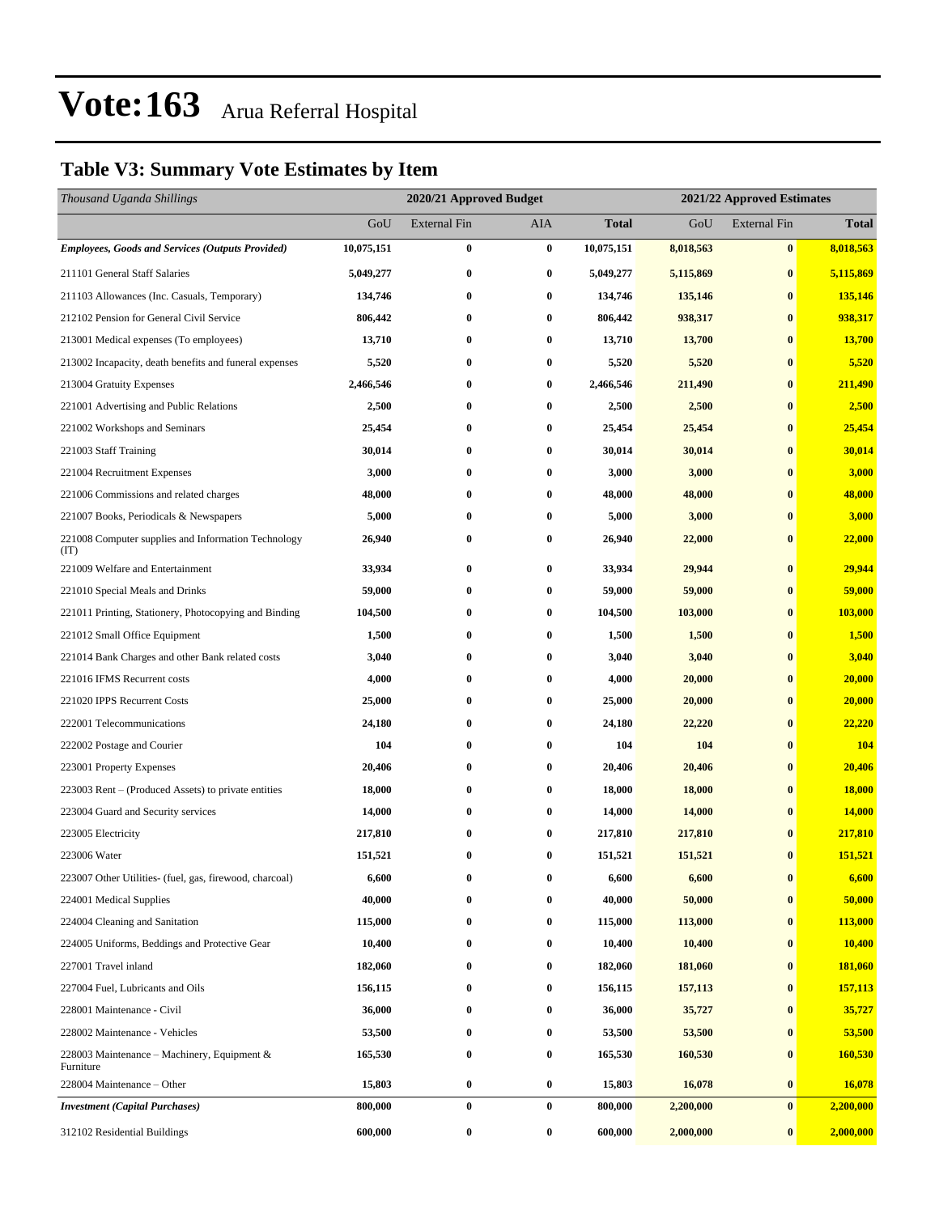# Vote:163 Arua Referral Hospital

## Table V3: Summary Vote Estimates by Item

| *Thousand Uganda Shillings* | 2020/21 Approved Budget | | | | 2021/22 Approved Estimates | | |
|---|---|---|---|---|---|---|---|
| | GoU | External Fin | AIA | **Total** | GoU | External Fin | **Total** |
| ***Employees, Goods and Services (Outputs Provided)*** | **10,075,151** | **0** | **0** | **10,075,151** | **8,018,563** | **0** | **8,018,563** |
| 211101 General Staff Salaries | **5,049,277** | **0** | **0** | **5,049,277** | **5,115,869** | **0** | **5,115,869** |
| 211103 Allowances (Inc. Casuals, Temporary) | **134,746** | **0** | **0** | **134,746** | **135,146** | **0** | **135,146** |
| 212102 Pension for General Civil Service | **806,442** | **0** | **0** | **806,442** | **938,317** | **0** | **938,317** |
| 213001 Medical expenses (To employees) | **13,710** | **0** | **0** | **13,710** | **13,700** | **0** | **13,700** |
| 213002 Incapacity, death benefits and funeral expenses | **5,520** | **0** | **0** | **5,520** | **5,520** | **0** | **5,520** |
| 213004 Gratuity Expenses | **2,466,546** | **0** | **0** | **2,466,546** | **211,490** | **0** | **211,490** |
| 221001 Advertising and Public Relations | **2,500** | **0** | **0** | **2,500** | **2,500** | **0** | **2,500** |
| 221002 Workshops and Seminars | **25,454** | **0** | **0** | **25,454** | **25,454** | **0** | **25,454** |
| 221003 Staff Training | **30,014** | **0** | **0** | **30,014** | **30,014** | **0** | **30,014** |
| 221004 Recruitment Expenses | **3,000** | **0** | **0** | **3,000** | **3,000** | **0** | **3,000** |
| 221006 Commissions and related charges | **48,000** | **0** | **0** | **48,000** | **48,000** | **0** | **48,000** |
| 221007 Books, Periodicals & Newspapers | **5,000** | **0** | **0** | **5,000** | **3,000** | **0** | **3,000** |
| 221008 Computer supplies and Information Technology (IT) | **26,940** | **0** | **0** | **26,940** | **22,000** | **0** | **22,000** |
| 221009 Welfare and Entertainment | **33,934** | **0** | **0** | **33,934** | **29,944** | **0** | **29,944** |
| 221010 Special Meals and Drinks | **59,000** | **0** | **0** | **59,000** | **59,000** | **0** | **59,000** |
| 221011 Printing, Stationery, Photocopying and Binding | **104,500** | **0** | **0** | **104,500** | **103,000** | **0** | **103,000** |
| 221012 Small Office Equipment | **1,500** | **0** | **0** | **1,500** | **1,500** | **0** | **1,500** |
| 221014 Bank Charges and other Bank related costs | **3,040** | **0** | **0** | **3,040** | **3,040** | **0** | **3,040** |
| 221016 IFMS Recurrent costs | **4,000** | **0** | **0** | **4,000** | **20,000** | **0** | **20,000** |
| 221020 IPPS Recurrent Costs | **25,000** | **0** | **0** | **25,000** | **20,000** | **0** | **20,000** |
| 222001 Telecommunications | **24,180** | **0** | **0** | **24,180** | **22,220** | **0** | **22,220** |
| 222002 Postage and Courier | **104** | **0** | **0** | **104** | **104** | **0** | **104** |
| 223001 Property Expenses | **20,406** | **0** | **0** | **20,406** | **20,406** | **0** | **20,406** |
| 223003 Rent – (Produced Assets) to private entities | **18,000** | **0** | **0** | **18,000** | **18,000** | **0** | **18,000** |
| 223004 Guard and Security services | **14,000** | **0** | **0** | **14,000** | **14,000** | **0** | **14,000** |
| 223005 Electricity | **217,810** | **0** | **0** | **217,810** | **217,810** | **0** | **217,810** |
| 223006 Water | **151,521** | **0** | **0** | **151,521** | **151,521** | **0** | **151,521** |
| 223007 Other Utilities- (fuel, gas, firewood, charcoal) | **6,600** | **0** | **0** | **6,600** | **6,600** | **0** | **6,600** |
| 224001 Medical Supplies | **40,000** | **0** | **0** | **40,000** | **50,000** | **0** | **50,000** |
| 224004 Cleaning and Sanitation | **115,000** | **0** | **0** | **115,000** | **113,000** | **0** | **113,000** |
| 224005 Uniforms, Beddings and Protective Gear | **10,400** | **0** | **0** | **10,400** | **10,400** | **0** | **10,400** |
| 227001 Travel inland | **182,060** | **0** | **0** | **182,060** | **181,060** | **0** | **181,060** |
| 227004 Fuel, Lubricants and Oils | **156,115** | **0** | **0** | **156,115** | **157,113** | **0** | **157,113** |
| 228001 Maintenance - Civil | **36,000** | **0** | **0** | **36,000** | **35,727** | **0** | **35,727** |
| 228002 Maintenance - Vehicles | **53,500** | **0** | **0** | **53,500** | **53,500** | **0** | **53,500** |
| 228003 Maintenance – Machinery, Equipment & Furniture | **165,530** | **0** | **0** | **165,530** | **160,530** | **0** | **160,530** |
| 228004 Maintenance – Other | **15,803** | **0** | **0** | **15,803** | **16,078** | **0** | **16,078** |
| ***Investment (Capital Purchases)*** | **800,000** | **0** | **0** | **800,000** | **2,200,000** | **0** | **2,200,000** |
| 312102 Residential Buildings | **600,000** | **0** | **0** | **600,000** | **2,000,000** | **0** | **2,000,000** |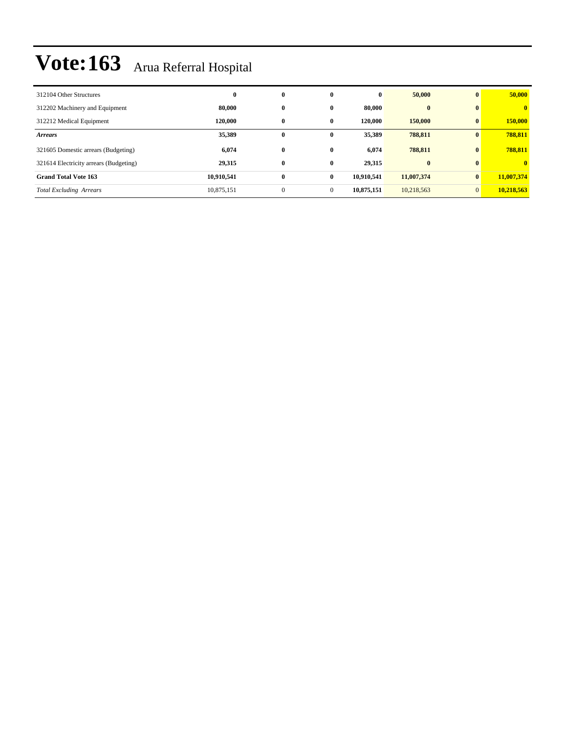# Vote:163 Arua Referral Hospital

| | | | | | | | |
|---|---|---|---|---|---|---|---|
| 312104 Other Structures | **0** | **0** | **0** | **0** | **50,000** | **0** | **50,000** |
| 312202 Machinery and Equipment | **80,000** | **0** | **0** | **80,000** | **0** | **0** | **0** |
| 312212 Medical Equipment | **120,000** | **0** | **0** | **120,000** | **150,000** | **0** | **150,000** |
| ***Arrears*** | **35,389** | **0** | **0** | **35,389** | **788,811** | **0** | **788,811** |
| 321605 Domestic arrears (Budgeting) | **6,074** | **0** | **0** | **6,074** | **788,811** | **0** | **788,811** |
| 321614 Electricity arrears (Budgeting) | **29,315** | **0** | **0** | **29,315** | **0** | **0** | **0** |
| **Grand Total Vote 163** | **10,910,541** | **0** | **0** | **10,910,541** | **11,007,374** | **0** | **11,007,374** |
| *Total Excluding Arrears* | 10,875,151 | 0 | 0 | **10,875,151** | 10,218,563 | 0 | **10,218,563** |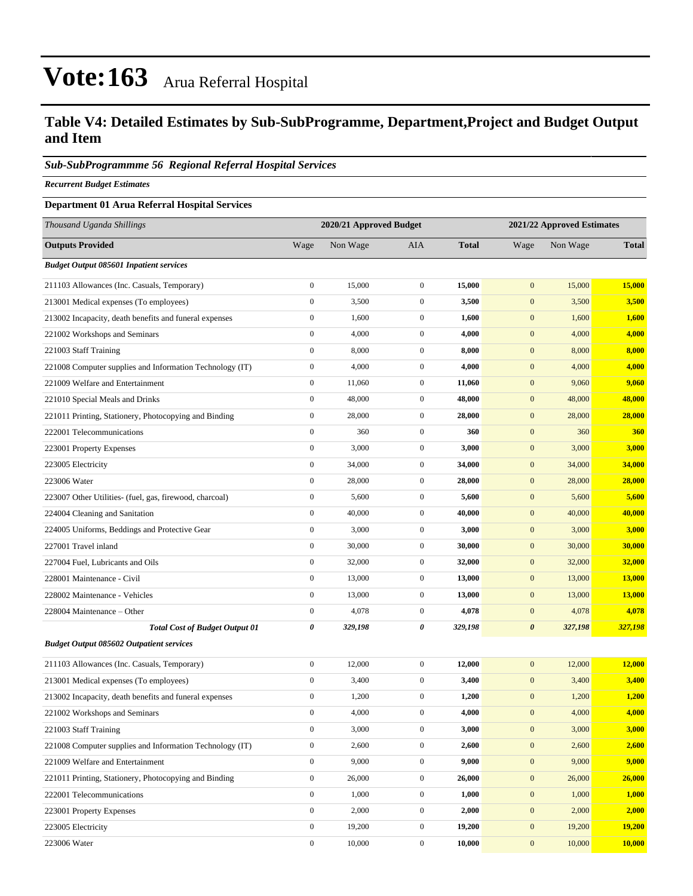# Vote:163 Arua Referral Hospital

## Table V4: Detailed Estimates by Sub-SubProgramme, Department,Project and Budget Output and Item

### *Sub-SubProgrammme 56 Regional Referral Hospital Services*

***Recurrent Budget Estimates***

**Department 01 Arua Referral Hospital Services**

| *Thousand Uganda Shillings* | 2020/21 Approved Budget | | | | 2021/22 Approved Estimates | | |
|---|---|---|---|---|---|---|---|
| **Outputs Provided** | Wage | Non Wage | AIA | **Total** | Wage | Non Wage | **Total** |
| ***Budget Output 085601 Inpatient services*** | | | | | | | |
| 211103 Allowances (Inc. Casuals, Temporary) | 0 | 15,000 | 0 | **15,000** | 0 | 15,000 | **15,000** |
| 213001 Medical expenses (To employees) | 0 | 3,500 | 0 | **3,500** | 0 | 3,500 | **3,500** |
| 213002 Incapacity, death benefits and funeral expenses | 0 | 1,600 | 0 | **1,600** | 0 | 1,600 | **1,600** |
| 221002 Workshops and Seminars | 0 | 4,000 | 0 | **4,000** | 0 | 4,000 | **4,000** |
| 221003 Staff Training | 0 | 8,000 | 0 | **8,000** | 0 | 8,000 | **8,000** |
| 221008 Computer supplies and Information Technology (IT) | 0 | 4,000 | 0 | **4,000** | 0 | 4,000 | **4,000** |
| 221009 Welfare and Entertainment | 0 | 11,060 | 0 | **11,060** | 0 | 9,060 | **9,060** |
| 221010 Special Meals and Drinks | 0 | 48,000 | 0 | **48,000** | 0 | 48,000 | **48,000** |
| 221011 Printing, Stationery, Photocopying and Binding | 0 | 28,000 | 0 | **28,000** | 0 | 28,000 | **28,000** |
| 222001 Telecommunications | 0 | 360 | 0 | **360** | 0 | 360 | **360** |
| 223001 Property Expenses | 0 | 3,000 | 0 | **3,000** | 0 | 3,000 | **3,000** |
| 223005 Electricity | 0 | 34,000 | 0 | **34,000** | 0 | 34,000 | **34,000** |
| 223006 Water | 0 | 28,000 | 0 | **28,000** | 0 | 28,000 | **28,000** |
| 223007 Other Utilities- (fuel, gas, firewood, charcoal) | 0 | 5,600 | 0 | **5,600** | 0 | 5,600 | **5,600** |
| 224004 Cleaning and Sanitation | 0 | 40,000 | 0 | **40,000** | 0 | 40,000 | **40,000** |
| 224005 Uniforms, Beddings and Protective Gear | 0 | 3,000 | 0 | **3,000** | 0 | 3,000 | **3,000** |
| 227001 Travel inland | 0 | 30,000 | 0 | **30,000** | 0 | 30,000 | **30,000** |
| 227004 Fuel, Lubricants and Oils | 0 | 32,000 | 0 | **32,000** | 0 | 32,000 | **32,000** |
| 228001 Maintenance - Civil | 0 | 13,000 | 0 | **13,000** | 0 | 13,000 | **13,000** |
| 228002 Maintenance - Vehicles | 0 | 13,000 | 0 | **13,000** | 0 | 13,000 | **13,000** |
| 228004 Maintenance – Other | 0 | 4,078 | 0 | **4,078** | 0 | 4,078 | **4,078** |
| ***Total Cost of Budget Output 01*** | ***0*** | ***329,198*** | ***0*** | ***329,198*** | ***0*** | ***327,198*** | ***327,198*** |
| ***Budget Output 085602 Outpatient services*** | | | | | | | |
| 211103 Allowances (Inc. Casuals, Temporary) | 0 | 12,000 | 0 | **12,000** | 0 | 12,000 | **12,000** |
| 213001 Medical expenses (To employees) | 0 | 3,400 | 0 | **3,400** | 0 | 3,400 | **3,400** |
| 213002 Incapacity, death benefits and funeral expenses | 0 | 1,200 | 0 | **1,200** | 0 | 1,200 | **1,200** |
| 221002 Workshops and Seminars | 0 | 4,000 | 0 | **4,000** | 0 | 4,000 | **4,000** |
| 221003 Staff Training | 0 | 3,000 | 0 | **3,000** | 0 | 3,000 | **3,000** |
| 221008 Computer supplies and Information Technology (IT) | 0 | 2,600 | 0 | **2,600** | 0 | 2,600 | **2,600** |
| 221009 Welfare and Entertainment | 0 | 9,000 | 0 | **9,000** | 0 | 9,000 | **9,000** |
| 221011 Printing, Stationery, Photocopying and Binding | 0 | 26,000 | 0 | **26,000** | 0 | 26,000 | **26,000** |
| 222001 Telecommunications | 0 | 1,000 | 0 | **1,000** | 0 | 1,000 | **1,000** |
| 223001 Property Expenses | 0 | 2,000 | 0 | **2,000** | 0 | 2,000 | **2,000** |
| 223005 Electricity | 0 | 19,200 | 0 | **19,200** | 0 | 19,200 | **19,200** |
| 223006 Water | 0 | 10,000 | 0 | **10,000** | 0 | 10,000 | **10,000** |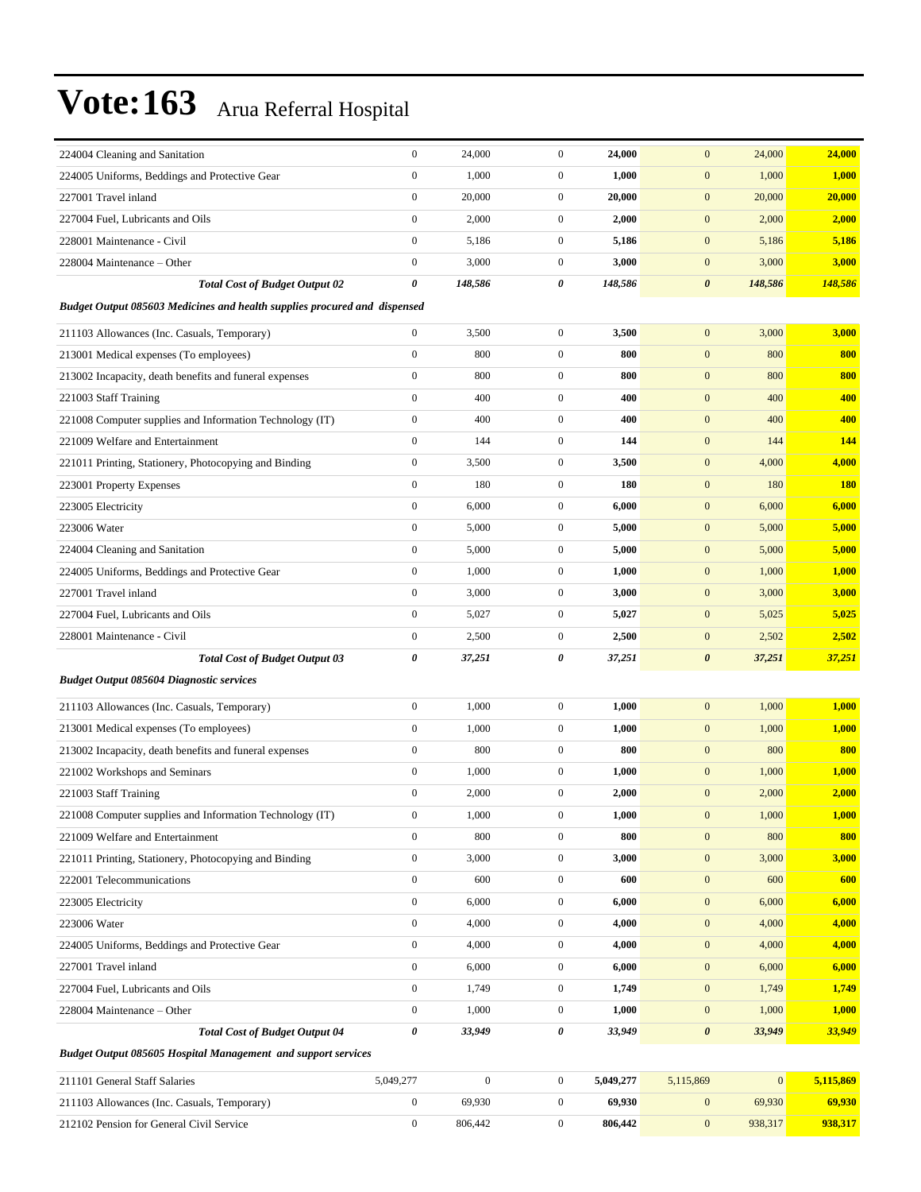# Vote:163 Arua Referral Hospital

| | | | | | | | |
|---|---|---|---|---|---|---|---|
| 224004 Cleaning and Sanitation | 0 | 24,000 | 0 | **24,000** | 0 | 24,000 | **24,000** |
| 224005 Uniforms, Beddings and Protective Gear | 0 | 1,000 | 0 | **1,000** | 0 | 1,000 | **1,000** |
| 227001 Travel inland | 0 | 20,000 | 0 | **20,000** | 0 | 20,000 | **20,000** |
| 227004 Fuel, Lubricants and Oils | 0 | 2,000 | 0 | **2,000** | 0 | 2,000 | **2,000** |
| 228001 Maintenance - Civil | 0 | 5,186 | 0 | **5,186** | 0 | 5,186 | **5,186** |
| 228004 Maintenance – Other | 0 | 3,000 | 0 | **3,000** | 0 | 3,000 | **3,000** |
| ***Total Cost of Budget Output 02*** | ***0*** | ***148,586*** | ***0*** | ***148,586*** | ***0*** | ***148,586*** | ***148,586*** |
| ***Budget Output 085603 Medicines and health supplies procured and dispensed*** | | | | | | | |
| 211103 Allowances (Inc. Casuals, Temporary) | 0 | 3,500 | 0 | **3,500** | 0 | 3,000 | **3,000** |
| 213001 Medical expenses (To employees) | 0 | 800 | 0 | **800** | 0 | 800 | **800** |
| 213002 Incapacity, death benefits and funeral expenses | 0 | 800 | 0 | **800** | 0 | 800 | **800** |
| 221003 Staff Training | 0 | 400 | 0 | **400** | 0 | 400 | **400** |
| 221008 Computer supplies and Information Technology (IT) | 0 | 400 | 0 | **400** | 0 | 400 | **400** |
| 221009 Welfare and Entertainment | 0 | 144 | 0 | **144** | 0 | 144 | **144** |
| 221011 Printing, Stationery, Photocopying and Binding | 0 | 3,500 | 0 | **3,500** | 0 | 4,000 | **4,000** |
| 223001 Property Expenses | 0 | 180 | 0 | **180** | 0 | 180 | **180** |
| 223005 Electricity | 0 | 6,000 | 0 | **6,000** | 0 | 6,000 | **6,000** |
| 223006 Water | 0 | 5,000 | 0 | **5,000** | 0 | 5,000 | **5,000** |
| 224004 Cleaning and Sanitation | 0 | 5,000 | 0 | **5,000** | 0 | 5,000 | **5,000** |
| 224005 Uniforms, Beddings and Protective Gear | 0 | 1,000 | 0 | **1,000** | 0 | 1,000 | **1,000** |
| 227001 Travel inland | 0 | 3,000 | 0 | **3,000** | 0 | 3,000 | **3,000** |
| 227004 Fuel, Lubricants and Oils | 0 | 5,027 | 0 | **5,027** | 0 | 5,025 | **5,025** |
| 228001 Maintenance - Civil | 0 | 2,500 | 0 | **2,500** | 0 | 2,502 | **2,502** |
| ***Total Cost of Budget Output 03*** | ***0*** | ***37,251*** | ***0*** | ***37,251*** | ***0*** | ***37,251*** | ***37,251*** |
| ***Budget Output 085604 Diagnostic services*** | | | | | | | |
| 211103 Allowances (Inc. Casuals, Temporary) | 0 | 1,000 | 0 | **1,000** | 0 | 1,000 | **1,000** |
| 213001 Medical expenses (To employees) | 0 | 1,000 | 0 | **1,000** | 0 | 1,000 | **1,000** |
| 213002 Incapacity, death benefits and funeral expenses | 0 | 800 | 0 | **800** | 0 | 800 | **800** |
| 221002 Workshops and Seminars | 0 | 1,000 | 0 | **1,000** | 0 | 1,000 | **1,000** |
| 221003 Staff Training | 0 | 2,000 | 0 | **2,000** | 0 | 2,000 | **2,000** |
| 221008 Computer supplies and Information Technology (IT) | 0 | 1,000 | 0 | **1,000** | 0 | 1,000 | **1,000** |
| 221009 Welfare and Entertainment | 0 | 800 | 0 | **800** | 0 | 800 | **800** |
| 221011 Printing, Stationery, Photocopying and Binding | 0 | 3,000 | 0 | **3,000** | 0 | 3,000 | **3,000** |
| 222001 Telecommunications | 0 | 600 | 0 | **600** | 0 | 600 | **600** |
| 223005 Electricity | 0 | 6,000 | 0 | **6,000** | 0 | 6,000 | **6,000** |
| 223006 Water | 0 | 4,000 | 0 | **4,000** | 0 | 4,000 | **4,000** |
| 224005 Uniforms, Beddings and Protective Gear | 0 | 4,000 | 0 | **4,000** | 0 | 4,000 | **4,000** |
| 227001 Travel inland | 0 | 6,000 | 0 | **6,000** | 0 | 6,000 | **6,000** |
| 227004 Fuel, Lubricants and Oils | 0 | 1,749 | 0 | **1,749** | 0 | 1,749 | **1,749** |
| 228004 Maintenance – Other | 0 | 1,000 | 0 | **1,000** | 0 | 1,000 | **1,000** |
| ***Total Cost of Budget Output 04*** | ***0*** | ***33,949*** | ***0*** | ***33,949*** | ***0*** | ***33,949*** | ***33,949*** |
| ***Budget Output 085605 Hospital Management and support services*** | | | | | | | |
| 211101 General Staff Salaries | 5,049,277 | 0 | 0 | **5,049,277** | 5,115,869 | 0 | **5,115,869** |
| 211103 Allowances (Inc. Casuals, Temporary) | 0 | 69,930 | 0 | **69,930** | 0 | 69,930 | **69,930** |
| 212102 Pension for General Civil Service | 0 | 806,442 | 0 | **806,442** | 0 | 938,317 | **938,317** |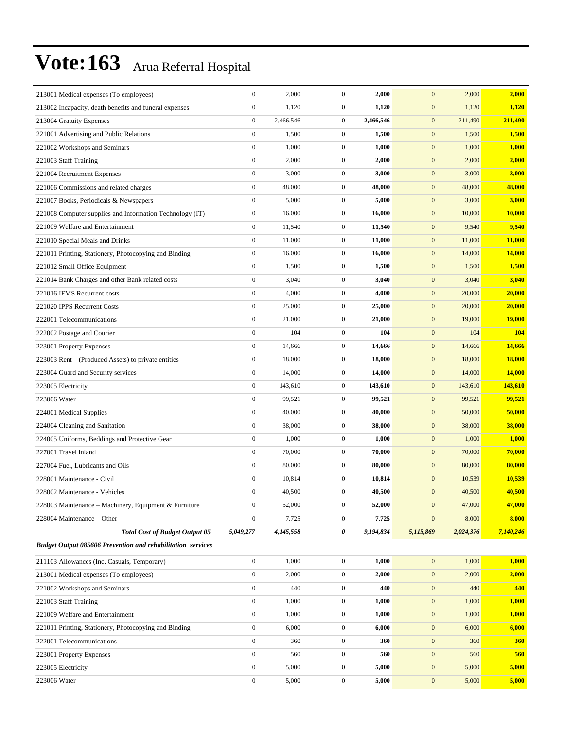# Vote:163 Arua Referral Hospital

| | | | | | | | |
|---|---|---|---|---|---|---|---|
| 213001 Medical expenses (To employees) | 0 | 2,000 | 0 | **2,000** | 0 | 2,000 | **2,000** |
| 213002 Incapacity, death benefits and funeral expenses | 0 | 1,120 | 0 | **1,120** | 0 | 1,120 | **1,120** |
| 213004 Gratuity Expenses | 0 | 2,466,546 | 0 | **2,466,546** | 0 | 211,490 | **211,490** |
| 221001 Advertising and Public Relations | 0 | 1,500 | 0 | **1,500** | 0 | 1,500 | **1,500** |
| 221002 Workshops and Seminars | 0 | 1,000 | 0 | **1,000** | 0 | 1,000 | **1,000** |
| 221003 Staff Training | 0 | 2,000 | 0 | **2,000** | 0 | 2,000 | **2,000** |
| 221004 Recruitment Expenses | 0 | 3,000 | 0 | **3,000** | 0 | 3,000 | **3,000** |
| 221006 Commissions and related charges | 0 | 48,000 | 0 | **48,000** | 0 | 48,000 | **48,000** |
| 221007 Books, Periodicals & Newspapers | 0 | 5,000 | 0 | **5,000** | 0 | 3,000 | **3,000** |
| 221008 Computer supplies and Information Technology (IT) | 0 | 16,000 | 0 | **16,000** | 0 | 10,000 | **10,000** |
| 221009 Welfare and Entertainment | 0 | 11,540 | 0 | **11,540** | 0 | 9,540 | **9,540** |
| 221010 Special Meals and Drinks | 0 | 11,000 | 0 | **11,000** | 0 | 11,000 | **11,000** |
| 221011 Printing, Stationery, Photocopying and Binding | 0 | 16,000 | 0 | **16,000** | 0 | 14,000 | **14,000** |
| 221012 Small Office Equipment | 0 | 1,500 | 0 | **1,500** | 0 | 1,500 | **1,500** |
| 221014 Bank Charges and other Bank related costs | 0 | 3,040 | 0 | **3,040** | 0 | 3,040 | **3,040** |
| 221016 IFMS Recurrent costs | 0 | 4,000 | 0 | **4,000** | 0 | 20,000 | **20,000** |
| 221020 IPPS Recurrent Costs | 0 | 25,000 | 0 | **25,000** | 0 | 20,000 | **20,000** |
| 222001 Telecommunications | 0 | 21,000 | 0 | **21,000** | 0 | 19,000 | **19,000** |
| 222002 Postage and Courier | 0 | 104 | 0 | **104** | 0 | 104 | **104** |
| 223001 Property Expenses | 0 | 14,666 | 0 | **14,666** | 0 | 14,666 | **14,666** |
| 223003 Rent – (Produced Assets) to private entities | 0 | 18,000 | 0 | **18,000** | 0 | 18,000 | **18,000** |
| 223004 Guard and Security services | 0 | 14,000 | 0 | **14,000** | 0 | 14,000 | **14,000** |
| 223005 Electricity | 0 | 143,610 | 0 | **143,610** | 0 | 143,610 | **143,610** |
| 223006 Water | 0 | 99,521 | 0 | **99,521** | 0 | 99,521 | **99,521** |
| 224001 Medical Supplies | 0 | 40,000 | 0 | **40,000** | 0 | 50,000 | **50,000** |
| 224004 Cleaning and Sanitation | 0 | 38,000 | 0 | **38,000** | 0 | 38,000 | **38,000** |
| 224005 Uniforms, Beddings and Protective Gear | 0 | 1,000 | 0 | **1,000** | 0 | 1,000 | **1,000** |
| 227001 Travel inland | 0 | 70,000 | 0 | **70,000** | 0 | 70,000 | **70,000** |
| 227004 Fuel, Lubricants and Oils | 0 | 80,000 | 0 | **80,000** | 0 | 80,000 | **80,000** |
| 228001 Maintenance - Civil | 0 | 10,814 | 0 | **10,814** | 0 | 10,539 | **10,539** |
| 228002 Maintenance - Vehicles | 0 | 40,500 | 0 | **40,500** | 0 | 40,500 | **40,500** |
| 228003 Maintenance – Machinery, Equipment & Furniture | 0 | 52,000 | 0 | **52,000** | 0 | 47,000 | **47,000** |
| 228004 Maintenance – Other | 0 | 7,725 | 0 | **7,725** | 0 | 8,000 | **8,000** |
| ***Total Cost of Budget Output 05*** | ***5,049,277*** | ***4,145,558*** | ***0*** | ***9,194,834*** | ***5,115,869*** | ***2,024,376*** | ***7,140,246*** |
| ***Budget Output 085606 Prevention and rehabilitation services*** | | | | | | | |
| 211103 Allowances (Inc. Casuals, Temporary) | 0 | 1,000 | 0 | **1,000** | 0 | 1,000 | **1,000** |
| 213001 Medical expenses (To employees) | 0 | 2,000 | 0 | **2,000** | 0 | 2,000 | **2,000** |
| 221002 Workshops and Seminars | 0 | 440 | 0 | **440** | 0 | 440 | **440** |
| 221003 Staff Training | 0 | 1,000 | 0 | **1,000** | 0 | 1,000 | **1,000** |
| 221009 Welfare and Entertainment | 0 | 1,000 | 0 | **1,000** | 0 | 1,000 | **1,000** |
| 221011 Printing, Stationery, Photocopying and Binding | 0 | 6,000 | 0 | **6,000** | 0 | 6,000 | **6,000** |
| 222001 Telecommunications | 0 | 360 | 0 | **360** | 0 | 360 | **360** |
| 223001 Property Expenses | 0 | 560 | 0 | **560** | 0 | 560 | **560** |
| 223005 Electricity | 0 | 5,000 | 0 | **5,000** | 0 | 5,000 | **5,000** |
| 223006 Water | 0 | 5,000 | 0 | **5,000** | 0 | 5,000 | **5,000** |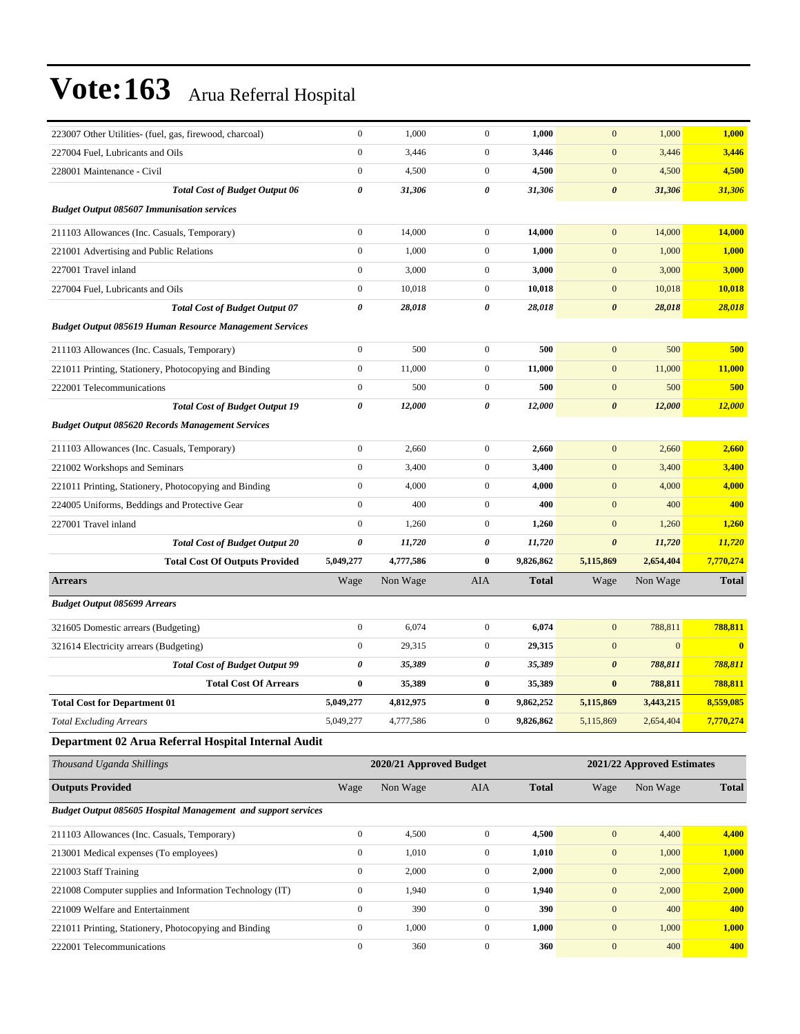# Vote:163 Arua Referral Hospital

| | | | | | | | |
|---|---|---|---|---|---|---|---|
| 223007 Other Utilities- (fuel, gas, firewood, charcoal) | 0 | 1,000 | 0 | **1,000** | 0 | 1,000 | **1,000** |
| 227004 Fuel, Lubricants and Oils | 0 | 3,446 | 0 | **3,446** | 0 | 3,446 | **3,446** |
| 228001 Maintenance - Civil | 0 | 4,500 | 0 | **4,500** | 0 | 4,500 | **4,500** |
| ***Total Cost of Budget Output 06*** | ***0*** | ***31,306*** | ***0*** | ***31,306*** | ***0*** | ***31,306*** | ***31,306*** |
| ***Budget Output 085607 Immunisation services*** | | | | | | | |
| 211103 Allowances (Inc. Casuals, Temporary) | 0 | 14,000 | 0 | **14,000** | 0 | 14,000 | **14,000** |
| 221001 Advertising and Public Relations | 0 | 1,000 | 0 | **1,000** | 0 | 1,000 | **1,000** |
| 227001 Travel inland | 0 | 3,000 | 0 | **3,000** | 0 | 3,000 | **3,000** |
| 227004 Fuel, Lubricants and Oils | 0 | 10,018 | 0 | **10,018** | 0 | 10,018 | **10,018** |
| ***Total Cost of Budget Output 07*** | ***0*** | ***28,018*** | ***0*** | ***28,018*** | ***0*** | ***28,018*** | ***28,018*** |
| ***Budget Output 085619 Human Resource Management Services*** | | | | | | | |
| 211103 Allowances (Inc. Casuals, Temporary) | 0 | 500 | 0 | **500** | 0 | 500 | **500** |
| 221011 Printing, Stationery, Photocopying and Binding | 0 | 11,000 | 0 | **11,000** | 0 | 11,000 | **11,000** |
| 222001 Telecommunications | 0 | 500 | 0 | **500** | 0 | 500 | **500** |
| ***Total Cost of Budget Output 19*** | ***0*** | ***12,000*** | ***0*** | ***12,000*** | ***0*** | ***12,000*** | ***12,000*** |
| ***Budget Output 085620 Records Management Services*** | | | | | | | |
| 211103 Allowances (Inc. Casuals, Temporary) | 0 | 2,660 | 0 | **2,660** | 0 | 2,660 | **2,660** |
| 221002 Workshops and Seminars | 0 | 3,400 | 0 | **3,400** | 0 | 3,400 | **3,400** |
| 221011 Printing, Stationery, Photocopying and Binding | 0 | 4,000 | 0 | **4,000** | 0 | 4,000 | **4,000** |
| 224005 Uniforms, Beddings and Protective Gear | 0 | 400 | 0 | **400** | 0 | 400 | **400** |
| 227001 Travel inland | 0 | 1,260 | 0 | **1,260** | 0 | 1,260 | **1,260** |
| ***Total Cost of Budget Output 20*** | ***0*** | ***11,720*** | ***0*** | ***11,720*** | ***0*** | ***11,720*** | ***11,720*** |
| **Total Cost Of Outputs Provided** | **5,049,277** | **4,777,586** | **0** | **9,826,862** | **5,115,869** | **2,654,404** | **7,770,274** |
| **Arrears** | Wage | Non Wage | AIA | **Total** | Wage | Non Wage | **Total** |
| ***Budget Output 085699 Arrears*** | | | | | | | |
| 321605 Domestic arrears (Budgeting) | 0 | 6,074 | 0 | **6,074** | 0 | 788,811 | **788,811** |
| 321614 Electricity arrears (Budgeting) | 0 | 29,315 | 0 | **29,315** | 0 | 0 | **0** |
| ***Total Cost of Budget Output 99*** | ***0*** | ***35,389*** | ***0*** | ***35,389*** | ***0*** | ***788,811*** | ***788,811*** |
| **Total Cost Of Arrears** | **0** | **35,389** | **0** | **35,389** | **0** | **788,811** | **788,811** |
| **Total Cost for Department 01** | **5,049,277** | **4,812,975** | **0** | **9,862,252** | **5,115,869** | **3,443,215** | **8,559,085** |
| *Total Excluding Arrears* | 5,049,277 | 4,777,586 | 0 | **9,826,862** | 5,115,869 | 2,654,404 | **7,770,274** |

### Department 02 Arua Referral Hospital Internal Audit

| *Thousand Uganda Shillings* | | **2020/21 Approved Budget** | | | | **2021/22 Approved Estimates** | |
|---|---|---|---|---|---|---|---|
| **Outputs Provided** | Wage | Non Wage | AIA | **Total** | Wage | Non Wage | **Total** |
| ***Budget Output 085605 Hospital Management and support services*** | | | | | | | |
| 211103 Allowances (Inc. Casuals, Temporary) | 0 | 4,500 | 0 | **4,500** | 0 | 4,400 | **4,400** |
| 213001 Medical expenses (To employees) | 0 | 1,010 | 0 | **1,010** | 0 | 1,000 | **1,000** |
| 221003 Staff Training | 0 | 2,000 | 0 | **2,000** | 0 | 2,000 | **2,000** |
| 221008 Computer supplies and Information Technology (IT) | 0 | 1,940 | 0 | **1,940** | 0 | 2,000 | **2,000** |
| 221009 Welfare and Entertainment | 0 | 390 | 0 | **390** | 0 | 400 | **400** |
| 221011 Printing, Stationery, Photocopying and Binding | 0 | 1,000 | 0 | **1,000** | 0 | 1,000 | **1,000** |
| 222001 Telecommunications | 0 | 360 | 0 | **360** | 0 | 400 | **400** |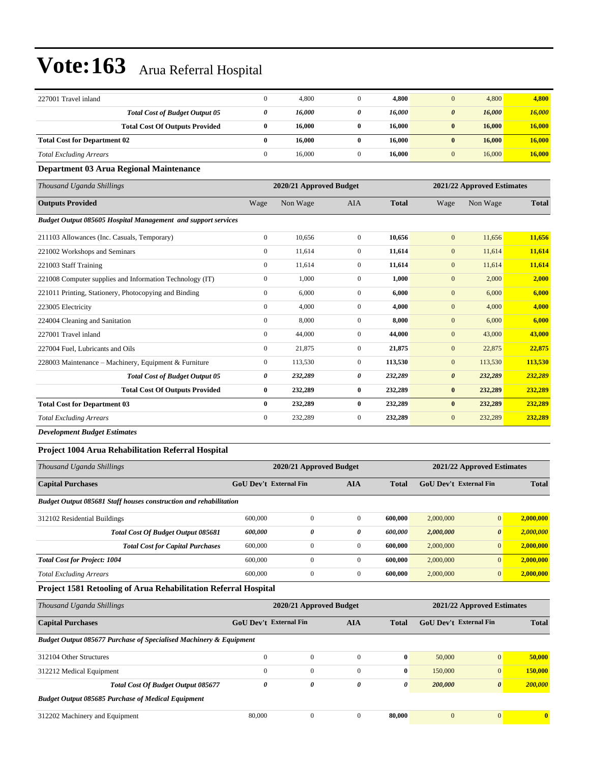# Vote:163 Arua Referral Hospital

| | | | | | | | |
|---|---|---|---|---|---|---|---|
| 227001 Travel inland | 0 | 4,800 | 0 | **4,800** | 0 | 4,800 | **4,800** |
| ***Total Cost of Budget Output 05*** | ***0*** | ***16,000*** | ***0*** | ***16,000*** | ***0*** | ***16,000*** | ***16,000*** |
| **Total Cost Of Outputs Provided** | **0** | **16,000** | **0** | **16,000** | **0** | **16,000** | **16,000** |
| **Total Cost for Department 02** | **0** | **16,000** | **0** | **16,000** | **0** | **16,000** | **16,000** |
| *Total Excluding Arrears* | 0 | 16,000 | 0 | **16,000** | 0 | 16,000 | **16,000** |

### Department 03 Arua Regional Maintenance

| *Thousand Uganda Shillings* | 2020/21 Approved Budget | | | | 2021/22 Approved Estimates | | |
|---|---|---|---|---|---|---|---|
| **Outputs Provided** | Wage | Non Wage | AIA | **Total** | Wage | Non Wage | **Total** |
| ***Budget Output 085605 Hospital Management and support services*** | | | | | | | |
| 211103 Allowances (Inc. Casuals, Temporary) | 0 | 10,656 | 0 | **10,656** | 0 | 11,656 | **11,656** |
| 221002 Workshops and Seminars | 0 | 11,614 | 0 | **11,614** | 0 | 11,614 | **11,614** |
| 221003 Staff Training | 0 | 11,614 | 0 | **11,614** | 0 | 11,614 | **11,614** |
| 221008 Computer supplies and Information Technology (IT) | 0 | 1,000 | 0 | **1,000** | 0 | 2,000 | **2,000** |
| 221011 Printing, Stationery, Photocopying and Binding | 0 | 6,000 | 0 | **6,000** | 0 | 6,000 | **6,000** |
| 223005 Electricity | 0 | 4,000 | 0 | **4,000** | 0 | 4,000 | **4,000** |
| 224004 Cleaning and Sanitation | 0 | 8,000 | 0 | **8,000** | 0 | 6,000 | **6,000** |
| 227001 Travel inland | 0 | 44,000 | 0 | **44,000** | 0 | 43,000 | **43,000** |
| 227004 Fuel, Lubricants and Oils | 0 | 21,875 | 0 | **21,875** | 0 | 22,875 | **22,875** |
| 228003 Maintenance – Machinery, Equipment & Furniture | 0 | 113,530 | 0 | **113,530** | 0 | 113,530 | **113,530** |
| ***Total Cost of Budget Output 05*** | ***0*** | ***232,289*** | ***0*** | ***232,289*** | ***0*** | ***232,289*** | ***232,289*** |
| **Total Cost Of Outputs Provided** | **0** | **232,289** | **0** | **232,289** | **0** | **232,289** | **232,289** |
| **Total Cost for Department 03** | **0** | **232,289** | **0** | **232,289** | **0** | **232,289** | **232,289** |
| *Total Excluding Arrears* | 0 | 232,289 | 0 | **232,289** | 0 | 232,289 | **232,289** |

***Development Budget Estimates***

### Project 1004 Arua Rehabilitation Referral Hospital

| *Thousand Uganda Shillings* | 2020/21 Approved Budget | | | | 2021/22 Approved Estimates | | |
|---|---|---|---|---|---|---|---|
| **Capital Purchases** | **GoU Dev't** | **External Fin** | **AIA** | **Total** | **GoU Dev't** | **External Fin** | **Total** |
| ***Budget Output 085681 Staff houses construction and rehabilitation*** | | | | | | | |
| 312102 Residential Buildings | 600,000 | 0 | 0 | **600,000** | 2,000,000 | 0 | **2,000,000** |
| ***Total Cost Of Budget Output 085681*** | ***600,000*** | ***0*** | ***0*** | ***600,000*** | ***2,000,000*** | ***0*** | ***2,000,000*** |
| ***Total Cost for Capital Purchases*** | 600,000 | 0 | 0 | **600,000** | 2,000,000 | 0 | **2,000,000** |
| ***Total Cost for Project: 1004*** | 600,000 | 0 | 0 | **600,000** | 2,000,000 | 0 | **2,000,000** |
| *Total Excluding Arrears* | 600,000 | 0 | 0 | **600,000** | 2,000,000 | 0 | **2,000,000** |

### Project 1581 Retooling of Arua Rehabilitation Referral Hospital

| *Thousand Uganda Shillings* | 2020/21 Approved Budget | | | | 2021/22 Approved Estimates | | |
|---|---|---|---|---|---|---|---|
| **Capital Purchases** | **GoU Dev't** | **External Fin** | **AIA** | **Total** | **GoU Dev't** | **External Fin** | **Total** |
| ***Budget Output 085677 Purchase of Specialised Machinery & Equipment*** | | | | | | | |
| 312104 Other Structures | 0 | 0 | 0 | **0** | 50,000 | 0 | **50,000** |
| 312212 Medical Equipment | 0 | 0 | 0 | **0** | 150,000 | 0 | **150,000** |
| ***Total Cost Of Budget Output 085677*** | ***0*** | ***0*** | ***0*** | ***0*** | ***200,000*** | ***0*** | ***200,000*** |
| ***Budget Output 085685 Purchase of Medical Equipment*** | | | | | | | |
| 312202 Machinery and Equipment | 80,000 | 0 | 0 | **80,000** | 0 | 0 | **0** |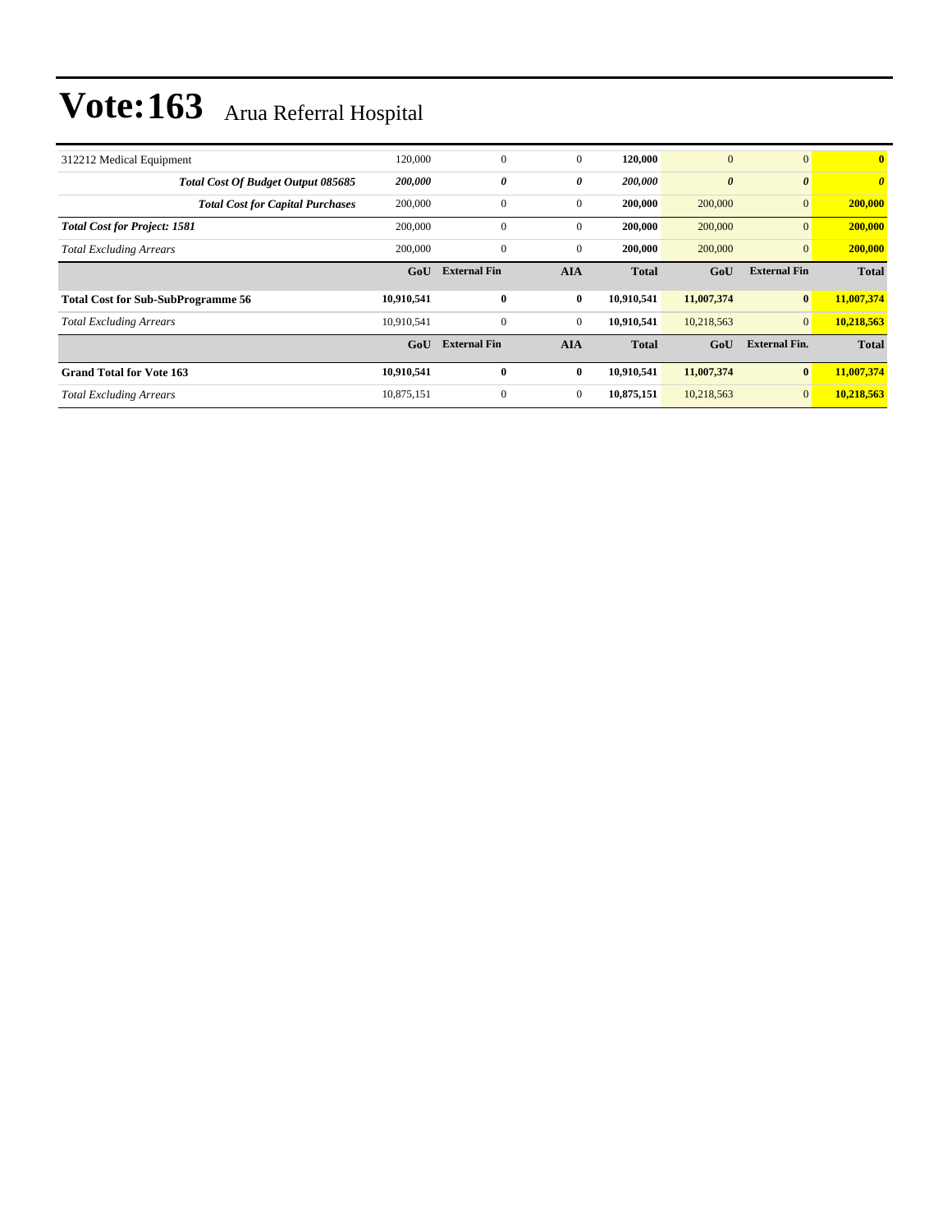# Vote:163 Arua Referral Hospital

| | | | | | | | |
|---|---|---|---|---|---|---|---|
| 312212 Medical Equipment | 120,000 | 0 | 0 | **120,000** | 0 | 0 | **0** |
| ***Total Cost Of Budget Output 085685*** | ***200,000*** | ***0*** | ***0*** | ***200,000*** | ***0*** | ***0*** | ***0*** |
| ***Total Cost for Capital Purchases*** | 200,000 | 0 | 0 | **200,000** | 200,000 | 0 | **200,000** |
| ***Total Cost for Project: 1581*** | 200,000 | 0 | 0 | **200,000** | 200,000 | 0 | **200,000** |
| *Total Excluding Arrears* | 200,000 | 0 | 0 | **200,000** | 200,000 | 0 | **200,000** |
| | **GoU** | **External Fin** | **AIA** | **Total** | **GoU** | **External Fin** | **Total** |
| **Total Cost for Sub-SubProgramme 56** | **10,910,541** | **0** | **0** | **10,910,541** | **11,007,374** | **0** | **11,007,374** |
| *Total Excluding Arrears* | 10,910,541 | 0 | 0 | **10,910,541** | 10,218,563 | 0 | **10,218,563** |
| | **GoU** | **External Fin** | **AIA** | **Total** | **GoU** | **External Fin.** | **Total** |
| **Grand Total for Vote 163** | **10,910,541** | **0** | **0** | **10,910,541** | **11,007,374** | **0** | **11,007,374** |
| *Total Excluding Arrears* | 10,875,151 | 0 | 0 | **10,875,151** | 10,218,563 | 0 | **10,218,563** |